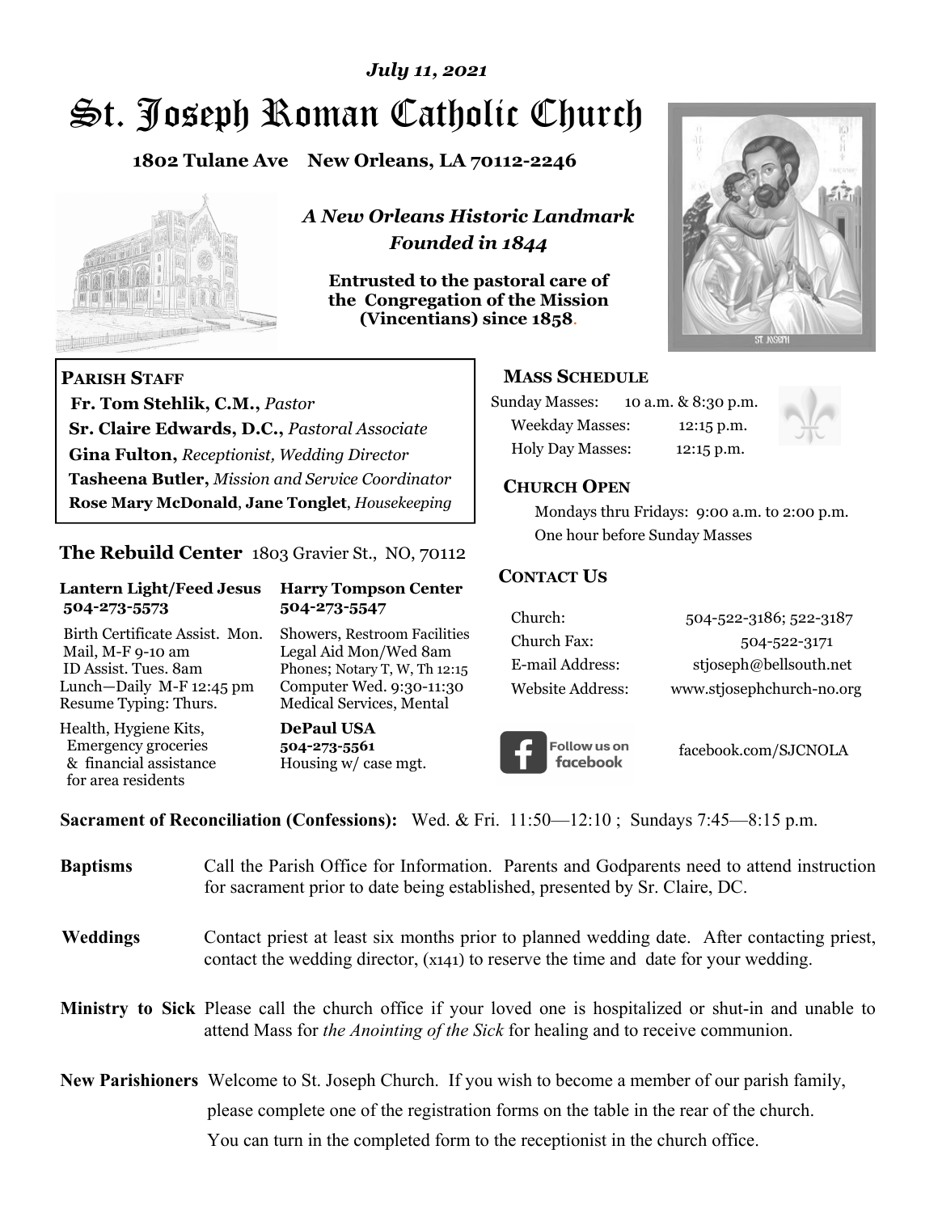*July 11, 2021*

# St. Joseph Roman Catholic Church

**1802 Tulane Ave New Orleans, LA 70112-2246**

***A New Orleans Historic Landmark***
***Founded in 1844***

**Entrusted to the pastoral care of the Congregation of the Mission (Vincentians) since 1858.**

**PARISH STAFF**

**Fr. Tom Stehlik, C.M.,** *Pastor*
**Sr. Claire Edwards, D.C.,** *Pastoral Associate*
**Gina Fulton,** *Receptionist, Wedding Director*
**Tasheena Butler,** *Mission and Service Coordinator*
**Rose Mary McDonald**, **Jane Tonglet**, *Housekeeping*

## The Rebuild Center 1803 Gravier St., NO, 70112

| **Lantern Light/Feed Jesus 504-273-5573** | **Harry Tompson Center 504-273-5547** |
|---|---|
| Birth Certificate Assist. Mon. Mail, M-F 9-10 am ID Assist. Tues. 8am Lunch—Daily M-F 12:45 pm Resume Typing: Thurs. | Showers, Restroom Facilities Legal Aid Mon/Wed 8am Phones; Notary T, W, Th 12:15 Computer Wed. 9:30-11:30 Medical Services, Mental |
| Health, Hygiene Kits, Emergency groceries & financial assistance for area residents | **DePaul USA 504-273-5561** Housing w/ case mgt. |

**MASS SCHEDULE**

Sunday Masses: 10 a.m. & 8:30 p.m.
Weekday Masses: 12:15 p.m.
Holy Day Masses: 12:15 p.m.

**CHURCH OPEN**

Mondays thru Fridays: 9:00 a.m. to 2:00 p.m.
One hour before Sunday Masses

**CONTACT US**

| | |
|---|---|
| Church: | 504-522-3186; 522-3187 |
| Church Fax: | 504-522-3171 |
| E-mail Address: | stjoseph@bellsouth.net |
| Website Address: | www.stjosephchurch-no.org |

Follow us on facebook — facebook.com/SJCNOLA

**Sacrament of Reconciliation (Confessions):** Wed. & Fri. 11:50—12:10 ; Sundays 7:45—8:15 p.m.

**Baptisms** Call the Parish Office for Information. Parents and Godparents need to attend instruction for sacrament prior to date being established, presented by Sr. Claire, DC.

**Weddings** Contact priest at least six months prior to planned wedding date. After contacting priest, contact the wedding director, (x141) to reserve the time and date for your wedding.

**Ministry to Sick** Please call the church office if your loved one is hospitalized or shut-in and unable to attend Mass for *the Anointing of the Sick* for healing and to receive communion.

**New Parishioners** Welcome to St. Joseph Church. If you wish to become a member of our parish family, please complete one of the registration forms on the table in the rear of the church. You can turn in the completed form to the receptionist in the church office.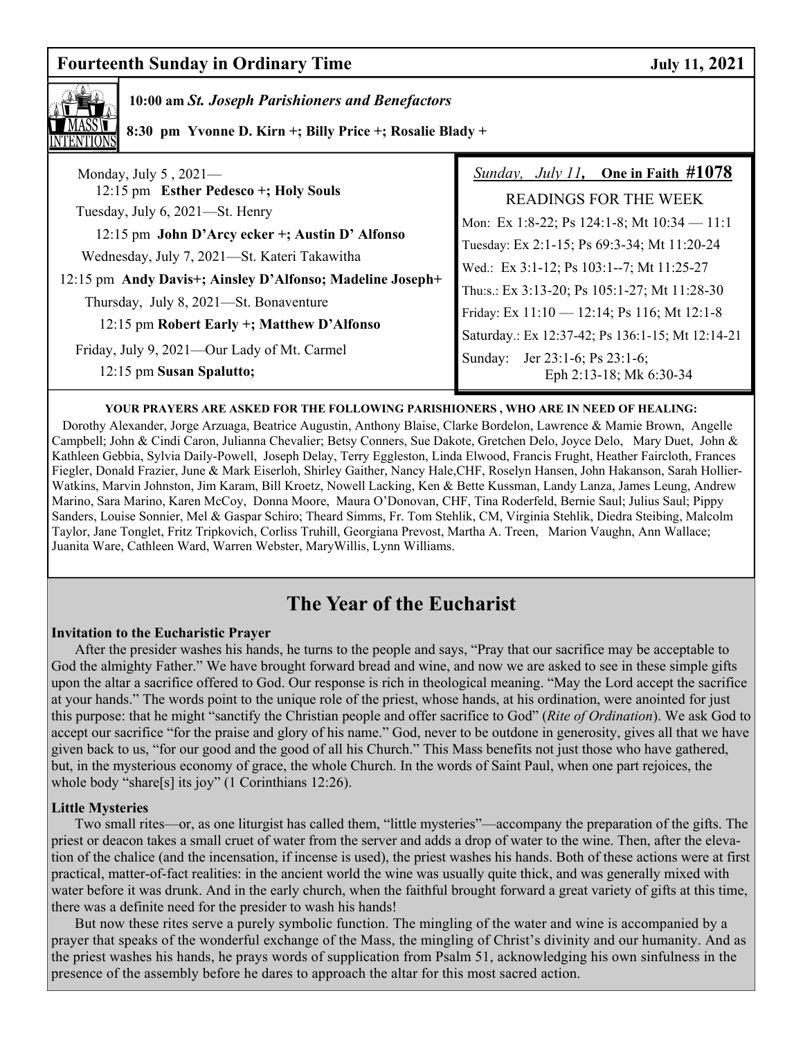## Fourteenth Sunday in Ordinary Time — July 11, 2021

**MASS INTENTIONS**

**10:00 am** ***St. Joseph Parishioners and Benefactors***

**8:30 pm Yvonne D. Kirn +; Billy Price +; Rosalie Blady +**

Monday, July 5 , 2021—
12:15 pm **Esther Pedesco +; Holy Souls**

Tuesday, July 6, 2021—St. Henry
12:15 pm **John D'Arcy ecker +; Austin D' Alfonso**

Wednesday, July 7, 2021—St. Kateri Takawitha
12:15 pm **Andy Davis+; Ainsley D'Alfonso; Madeline Joseph+**

Thursday, July 8, 2021—St. Bonaventure
12:15 pm **Robert Early +; Matthew D'Alfonso**

Friday, July 9, 2021—Our Lady of Mt. Carmel
12:15 pm **Susan Spalutto;**

*Sunday, July 11*, **One in Faith #1078**

READINGS FOR THE WEEK

Mon: Ex 1:8-22; Ps 124:1-8; Mt 10:34 — 11:1
Tuesday: Ex 2:1-15; Ps 69:3-34; Mt 11:20-24
Wed.: Ex 3:1-12; Ps 103:1--7; Mt 11:25-27
Thu:s.: Ex 3:13-20; Ps 105:1-27; Mt 11:28-30
Friday: Ex 11:10 — 12:14; Ps 116; Mt 12:1-8
Saturday.: Ex 12:37-42; Ps 136:1-15; Mt 12:14-21
Sunday: Jer 23:1-6; Ps 23:1-6; Eph 2:13-18; Mk 6:30-34

**YOUR PRAYERS ARE ASKED FOR THE FOLLOWING PARISHIONERS , WHO ARE IN NEED OF HEALING:**

Dorothy Alexander, Jorge Arzuaga, Beatrice Augustin, Anthony Blaise, Clarke Bordelon, Lawrence & Mamie Brown, Angelle Campbell; John & Cindi Caron, Julianna Chevalier; Betsy Conners, Sue Dakote, Gretchen Delo, Joyce Delo, Mary Duet, John & Kathleen Gebbia, Sylvia Daily-Powell, Joseph Delay, Terry Eggleston, Linda Elwood, Francis Frught, Heather Faircloth, Frances Fiegler, Donald Frazier, June & Mark Eiserloh, Shirley Gaither, Nancy Hale,CHF, Roselyn Hansen, John Hakanson, Sarah Hollier-Watkins, Marvin Johnston, Jim Karam, Bill Kroetz, Nowell Lacking, Ken & Bette Kussman, Landy Lanza, James Leung, Andrew Marino, Sara Marino, Karen McCoy, Donna Moore, Maura O'Donovan, CHF, Tina Roderfeld, Bernie Saul; Julius Saul; Pippy Sanders, Louise Sonnier, Mel & Gaspar Schiro; Theard Simms, Fr. Tom Stehlik, CM, Virginia Stehlik, Diedra Steibing, Malcolm Taylor, Jane Tonglet, Fritz Tripkovich, Corliss Truhill, Georgiana Prevost, Martha A. Treen, Marion Vaughn, Ann Wallace; Juanita Ware, Cathleen Ward, Warren Webster, MaryWillis, Lynn Williams.

# The Year of the Eucharist

**Invitation to the Eucharistic Prayer**

After the presider washes his hands, he turns to the people and says, "Pray that our sacrifice may be acceptable to God the almighty Father." We have brought forward bread and wine, and now we are asked to see in these simple gifts upon the altar a sacrifice offered to God. Our response is rich in theological meaning. "May the Lord accept the sacrifice at your hands." The words point to the unique role of the priest, whose hands, at his ordination, were anointed for just this purpose: that he might "sanctify the Christian people and offer sacrifice to God" (*Rite of Ordination*). We ask God to accept our sacrifice "for the praise and glory of his name." God, never to be outdone in generosity, gives all that we have given back to us, "for our good and the good of all his Church." This Mass benefits not just those who have gathered, but, in the mysterious economy of grace, the whole Church. In the words of Saint Paul, when one part rejoices, the whole body "share[s] its joy" (1 Corinthians 12:26).

**Little Mysteries**

Two small rites—or, as one liturgist has called them, "little mysteries"—accompany the preparation of the gifts. The priest or deacon takes a small cruet of water from the server and adds a drop of water to the wine. Then, after the elevation of the chalice (and the incensation, if incense is used), the priest washes his hands. Both of these actions were at first practical, matter-of-fact realities: in the ancient world the wine was usually quite thick, and was generally mixed with water before it was drunk. And in the early church, when the faithful brought forward a great variety of gifts at this time, there was a definite need for the presider to wash his hands!

But now these rites serve a purely symbolic function. The mingling of the water and wine is accompanied by a prayer that speaks of the wonderful exchange of the Mass, the mingling of Christ's divinity and our humanity. And as the priest washes his hands, he prays words of supplication from Psalm 51, acknowledging his own sinfulness in the presence of the assembly before he dares to approach the altar for this most sacred action.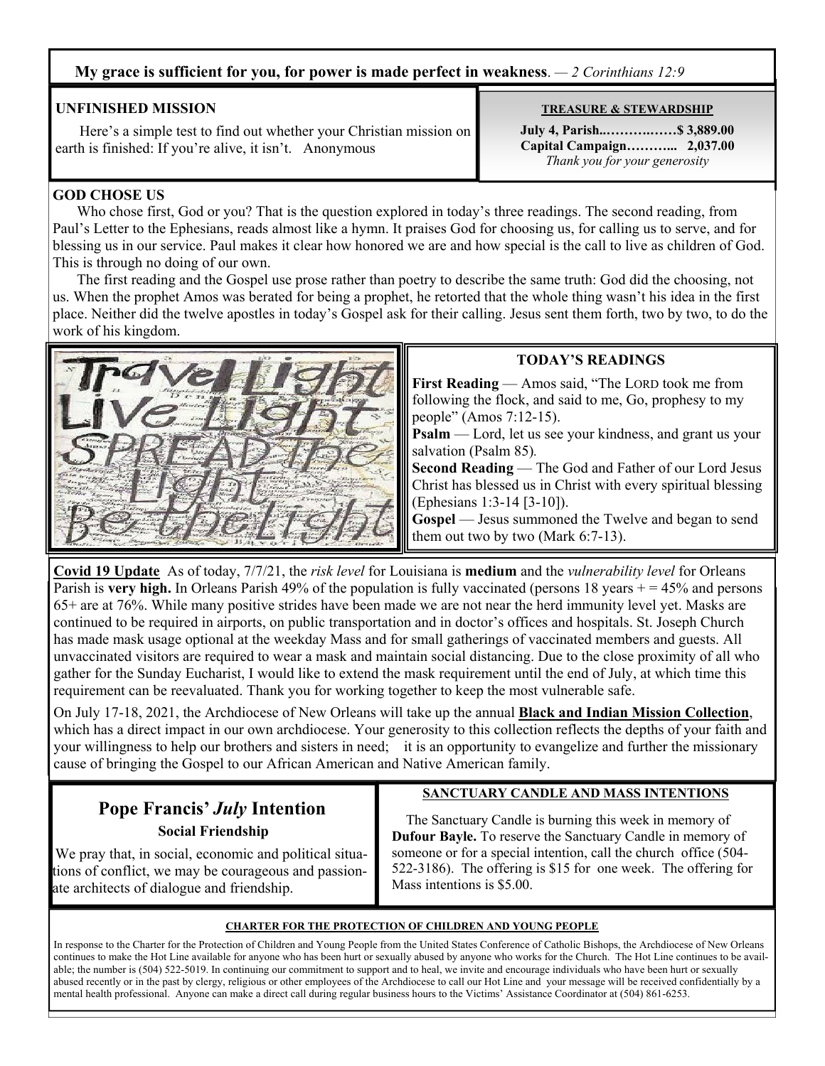**My grace is sufficient for you, for power is made perfect in weakness**. — *2 Corinthians 12:9*

### UNFINISHED MISSION

Here's a simple test to find out whether your Christian mission on earth is finished: If you're alive, it isn't. Anonymous

### TREASURE & STEWARDSHIP

**July 4, Parish..……….……$ 3,889.00**
**Capital Campaign………... 2,037.00**
*Thank you for your generosity*

### GOD CHOSE US

Who chose first, God or you? That is the question explored in today's three readings. The second reading, from Paul's Letter to the Ephesians, reads almost like a hymn. It praises God for choosing us, for calling us to serve, and for blessing us in our service. Paul makes it clear how honored we are and how special is the call to live as children of God. This is through no doing of our own.

The first reading and the Gospel use prose rather than poetry to describe the same truth: God did the choosing, not us. When the prophet Amos was berated for being a prophet, he retorted that the whole thing wasn't his idea in the first place. Neither did the twelve apostles in today's Gospel ask for their calling. Jesus sent them forth, two by two, to do the work of his kingdom.

### TODAY'S READINGS

**First Reading** — Amos said, "The LORD took me from following the flock, and said to me, Go, prophesy to my people" (Amos 7:12-15).

**Psalm** — Lord, let us see your kindness, and grant us your salvation (Psalm 85).

**Second Reading** — The God and Father of our Lord Jesus Christ has blessed us in Christ with every spiritual blessing (Ephesians 1:3-14 [3-10]).

**Gospel** — Jesus summoned the Twelve and began to send them out two by two (Mark 6:7-13).

**Covid 19 Update** As of today, 7/7/21, the *risk level* for Louisiana is **medium** and the *vulnerability level* for Orleans Parish is **very high.** In Orleans Parish 49% of the population is fully vaccinated (persons 18 years + = 45% and persons 65+ are at 76%. While many positive strides have been made we are not near the herd immunity level yet. Masks are continued to be required in airports, on public transportation and in doctor's offices and hospitals. St. Joseph Church has made mask usage optional at the weekday Mass and for small gatherings of vaccinated members and guests. All unvaccinated visitors are required to wear a mask and maintain social distancing. Due to the close proximity of all who gather for the Sunday Eucharist, I would like to extend the mask requirement until the end of July, at which time this requirement can be reevaluated. Thank you for working together to keep the most vulnerable safe.

On July 17-18, 2021, the Archdiocese of New Orleans will take up the annual **Black and Indian Mission Collection**, which has a direct impact in our own archdiocese. Your generosity to this collection reflects the depths of your faith and your willingness to help our brothers and sisters in need; it is an opportunity to evangelize and further the missionary cause of bringing the Gospel to our African American and Native American family.

## Pope Francis' *July* Intention

**Social Friendship**

We pray that, in social, economic and political situations of conflict, we may be courageous and passionate architects of dialogue and friendship.

### SANCTUARY CANDLE AND MASS INTENTIONS

The Sanctuary Candle is burning this week in memory of **Dufour Bayle.** To reserve the Sanctuary Candle in memory of someone or for a special intention, call the church office (504-522-3186). The offering is $15 for one week. The offering for Mass intentions is $5.00.

### CHARTER FOR THE PROTECTION OF CHILDREN AND YOUNG PEOPLE

In response to the Charter for the Protection of Children and Young People from the United States Conference of Catholic Bishops, the Archdiocese of New Orleans continues to make the Hot Line available for anyone who has been hurt or sexually abused by anyone who works for the Church. The Hot Line continues to be available; the number is (504) 522-5019. In continuing our commitment to support and to heal, we invite and encourage individuals who have been hurt or sexually abused recently or in the past by clergy, religious or other employees of the Archdiocese to call our Hot Line and your message will be received confidentially by a mental health professional. Anyone can make a direct call during regular business hours to the Victims' Assistance Coordinator at (504) 861-6253.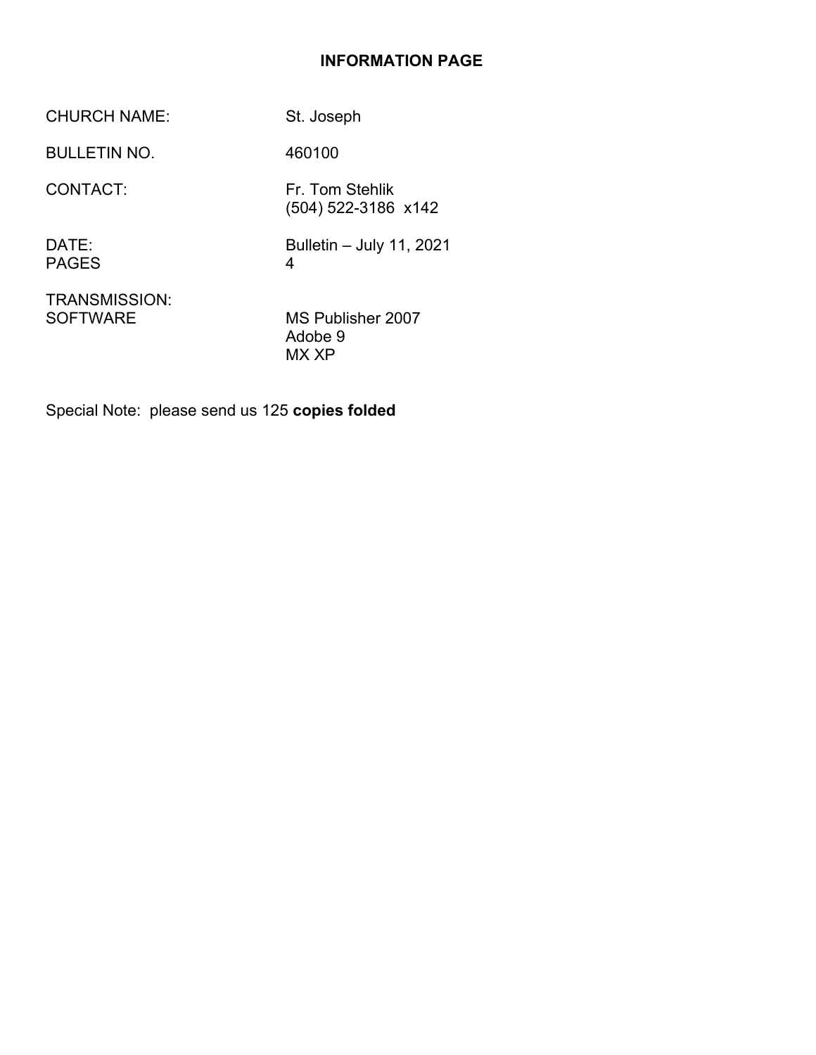# INFORMATION PAGE

| | |
|---|---|
| CHURCH NAME: | St. Joseph |
| BULLETIN NO. | 460100 |
| CONTACT: | Fr. Tom Stehlik<br>(504) 522-3186 x142 |
| DATE:<br>PAGES | Bulletin – July 11, 2021<br>4 |
| TRANSMISSION:<br>SOFTWARE | MS Publisher 2007<br>Adobe 9<br>MX XP |

Special Note: please send us 125 **copies folded**